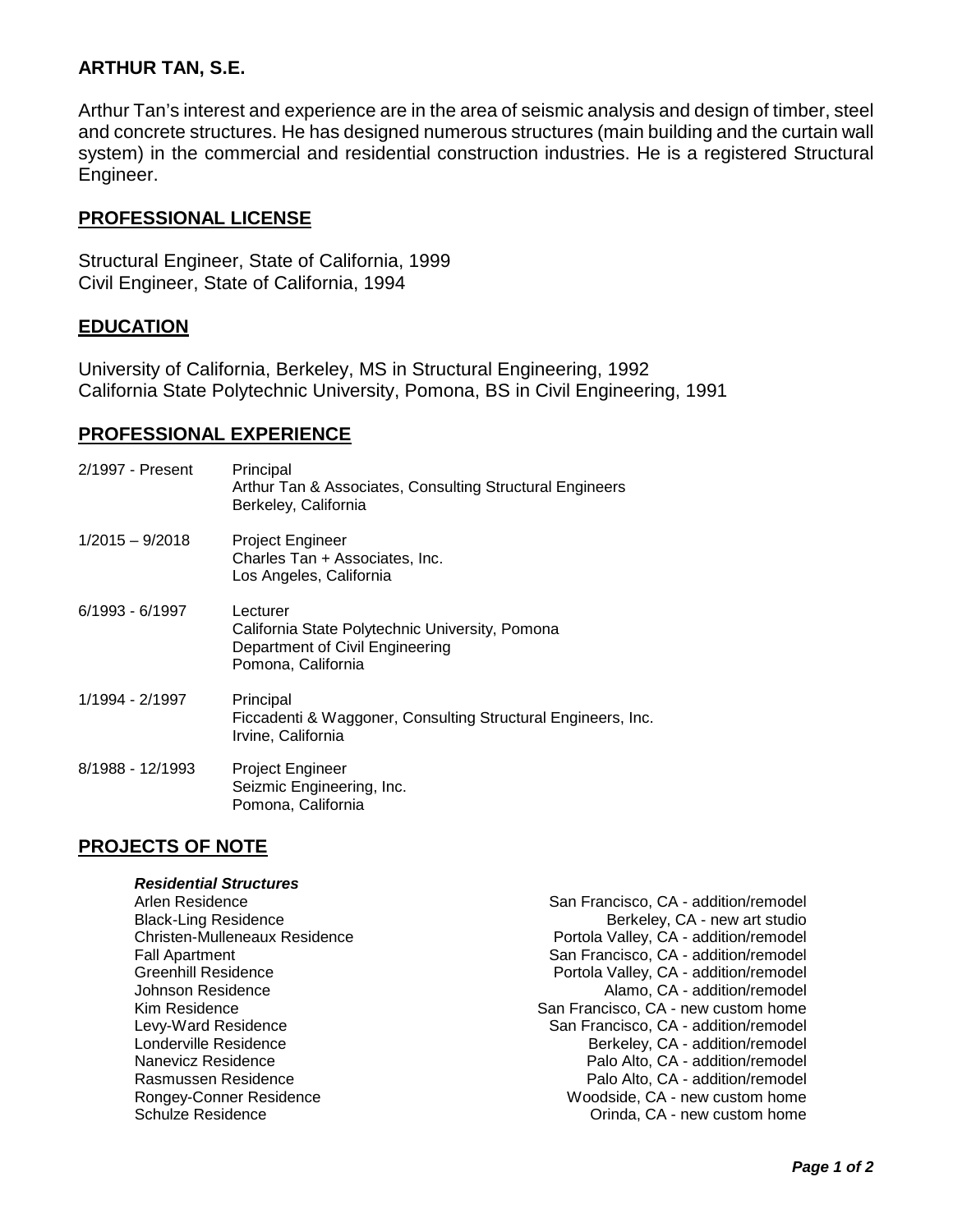# ARTHUR TAN, S.E.

Arthur Tan's interest and experience are in the area of seismic analysis and design of timber, steel and concrete structures. He has designed numerous structures (main building and the curtain wall system) in the commercial and residential construction industries. He is a registered Structural Engineer.

## PROFESSIONAL LICENSE

Structural Engineer, State of California, 1999
Civil Engineer, State of California, 1994

## EDUCATION

University of California, Berkeley, MS in Structural Engineering, 1992
California State Polytechnic University, Pomona, BS in Civil Engineering, 1991

## PROFESSIONAL EXPERIENCE

| | |
|---|---|
| 2/1997 - Present | Principal<br>Arthur Tan & Associates, Consulting Structural Engineers<br>Berkeley, California |
| 1/2015 – 9/2018 | Project Engineer<br>Charles Tan + Associates, Inc.<br>Los Angeles, California |
| 6/1993 - 6/1997 | Lecturer<br>California State Polytechnic University, Pomona<br>Department of Civil Engineering<br>Pomona, California |
| 1/1994 - 2/1997 | Principal<br>Ficcadenti & Waggoner, Consulting Structural Engineers, Inc.<br>Irvine, California |
| 8/1988 - 12/1993 | Project Engineer<br>Seizmic Engineering, Inc.<br>Pomona, California |

## PROJECTS OF NOTE

***Residential Structures***

| | |
|---|---|
| Arlen Residence | San Francisco, CA - addition/remodel |
| Black-Ling Residence | Berkeley, CA - new art studio |
| Christen-Mulleneaux Residence | Portola Valley, CA - addition/remodel |
| Fall Apartment | San Francisco, CA - addition/remodel |
| Greenhill Residence | Portola Valley, CA - addition/remodel |
| Johnson Residence | Alamo, CA - addition/remodel |
| Kim Residence | San Francisco, CA - new custom home |
| Levy-Ward Residence | San Francisco, CA - addition/remodel |
| Londerville Residence | Berkeley, CA - addition/remodel |
| Nanevicz Residence | Palo Alto, CA - addition/remodel |
| Rasmussen Residence | Palo Alto, CA - addition/remodel |
| Rongey-Conner Residence | Woodside, CA - new custom home |
| Schulze Residence | Orinda, CA - new custom home |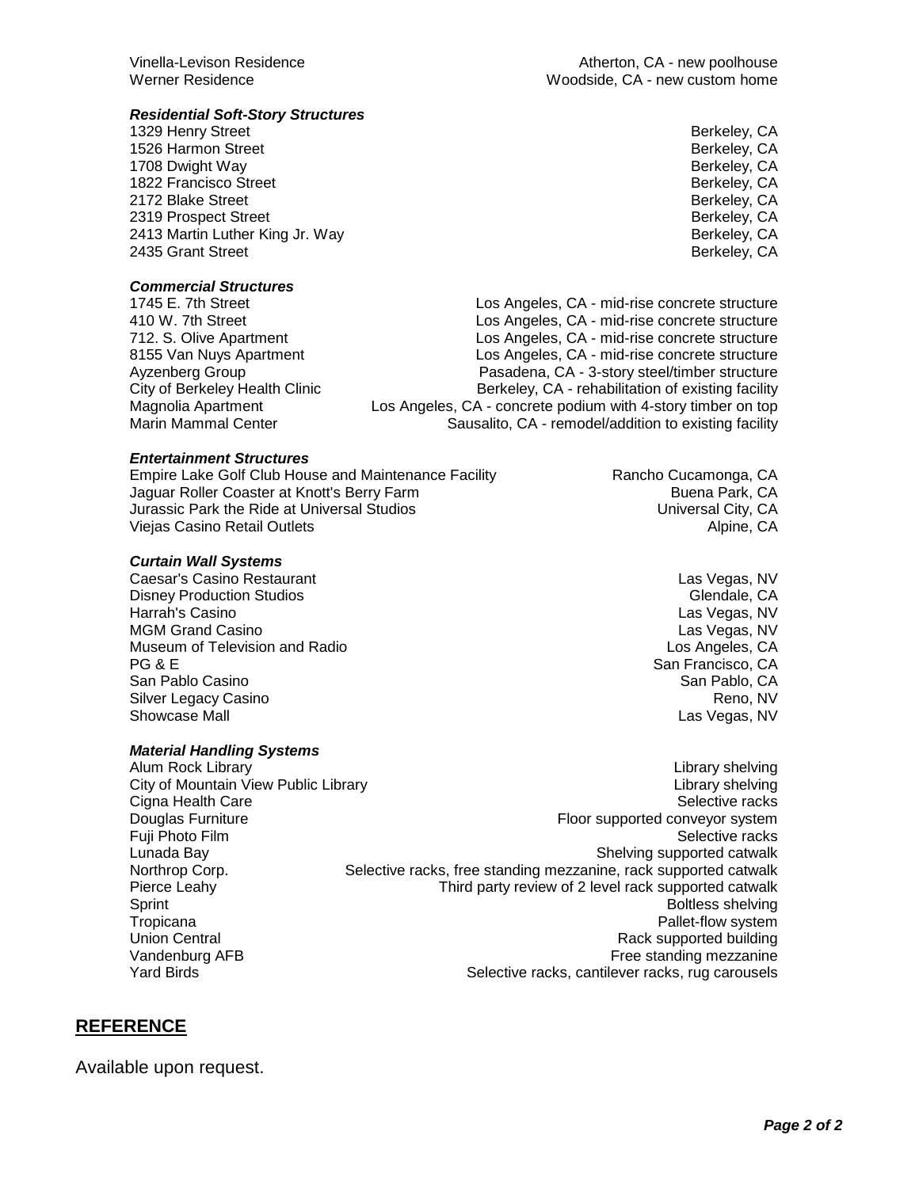| | |
|---|---|
| Vinella-Levison Residence | Atherton, CA - new poolhouse |
| Werner Residence | Woodside, CA - new custom home |

***Residential Soft-Story Structures***

| | |
|---|---|
| 1329 Henry Street | Berkeley, CA |
| 1526 Harmon Street | Berkeley, CA |
| 1708 Dwight Way | Berkeley, CA |
| 1822 Francisco Street | Berkeley, CA |
| 2172 Blake Street | Berkeley, CA |
| 2319 Prospect Street | Berkeley, CA |
| 2413 Martin Luther King Jr. Way | Berkeley, CA |
| 2435 Grant Street | Berkeley, CA |

***Commercial Structures***

| | |
|---|---|
| 1745 E. 7th Street | Los Angeles, CA - mid-rise concrete structure |
| 410 W. 7th Street | Los Angeles, CA - mid-rise concrete structure |
| 712. S. Olive Apartment | Los Angeles, CA - mid-rise concrete structure |
| 8155 Van Nuys Apartment | Los Angeles, CA - mid-rise concrete structure |
| Ayzenberg Group | Pasadena, CA - 3-story steel/timber structure |
| City of Berkeley Health Clinic | Berkeley, CA - rehabilitation of existing facility |
| Magnolia Apartment | Los Angeles, CA - concrete podium with 4-story timber on top |
| Marin Mammal Center | Sausalito, CA - remodel/addition to existing facility |

***Entertainment Structures***

| | |
|---|---|
| Empire Lake Golf Club House and Maintenance Facility | Rancho Cucamonga, CA |
| Jaguar Roller Coaster at Knott's Berry Farm | Buena Park, CA |
| Jurassic Park the Ride at Universal Studios | Universal City, CA |
| Viejas Casino Retail Outlets | Alpine, CA |

***Curtain Wall Systems***

| | |
|---|---|
| Caesar's Casino Restaurant | Las Vegas, NV |
| Disney Production Studios | Glendale, CA |
| Harrah's Casino | Las Vegas, NV |
| MGM Grand Casino | Las Vegas, NV |
| Museum of Television and Radio | Los Angeles, CA |
| PG & E | San Francisco, CA |
| San Pablo Casino | San Pablo, CA |
| Silver Legacy Casino | Reno, NV |
| Showcase Mall | Las Vegas, NV |

***Material Handling Systems***

| | |
|---|---|
| Alum Rock Library | Library shelving |
| City of Mountain View Public Library | Library shelving |
| Cigna Health Care | Selective racks |
| Douglas Furniture | Floor supported conveyor system |
| Fuji Photo Film | Selective racks |
| Lunada Bay | Shelving supported catwalk |
| Northrop Corp. | Selective racks, free standing mezzanine, rack supported catwalk |
| Pierce Leahy | Third party review of 2 level rack supported catwalk |
| Sprint | Boltless shelving |
| Tropicana | Pallet-flow system |
| Union Central | Rack supported building |
| Vandenburg AFB | Free standing mezzanine |
| Yard Birds | Selective racks, cantilever racks, rug carousels |

## REFERENCE

Available upon request.